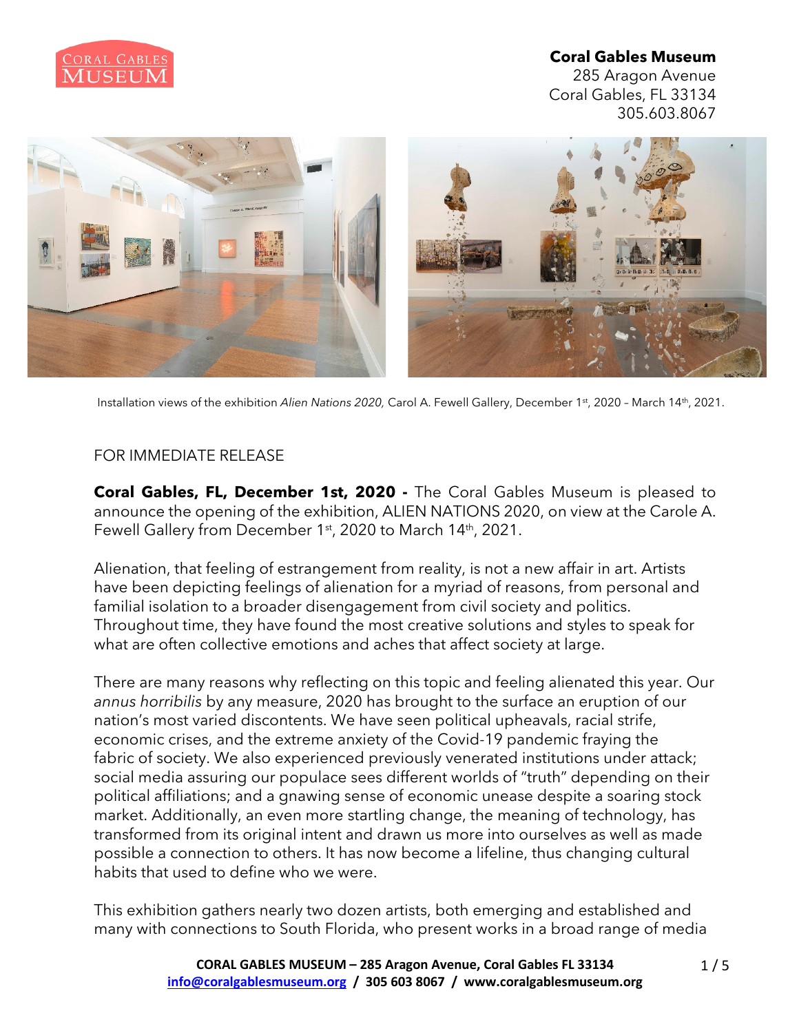**Coral Gables Museum**
285 Aragon Avenue
Coral Gables, FL 33134
305.603.8067

Installation views of the exhibition *Alien Nations 2020,* Carol A. Fewell Gallery, December 1st, 2020 – March 14th, 2021.

FOR IMMEDIATE RELEASE

**Coral Gables, FL, December 1st, 2020 -** The Coral Gables Museum is pleased to announce the opening of the exhibition, ALIEN NATIONS 2020, on view at the Carole A. Fewell Gallery from December 1st, 2020 to March 14th, 2021.

Alienation, that feeling of estrangement from reality, is not a new affair in art. Artists have been depicting feelings of alienation for a myriad of reasons, from personal and familial isolation to a broader disengagement from civil society and politics. Throughout time, they have found the most creative solutions and styles to speak for what are often collective emotions and aches that affect society at large.

There are many reasons why reflecting on this topic and feeling alienated this year. Our *annus horribilis* by any measure, 2020 has brought to the surface an eruption of our nation's most varied discontents. We have seen political upheavals, racial strife, economic crises, and the extreme anxiety of the Covid-19 pandemic fraying the fabric of society. We also experienced previously venerated institutions under attack; social media assuring our populace sees different worlds of "truth" depending on their political affiliations; and a gnawing sense of economic unease despite a soaring stock market. Additionally, an even more startling change, the meaning of technology, has transformed from its original intent and drawn us more into ourselves as well as made possible a connection to others. It has now become a lifeline, thus changing cultural habits that used to define who we were.

This exhibition gathers nearly two dozen artists, both emerging and established and many with connections to South Florida, who present works in a broad range of media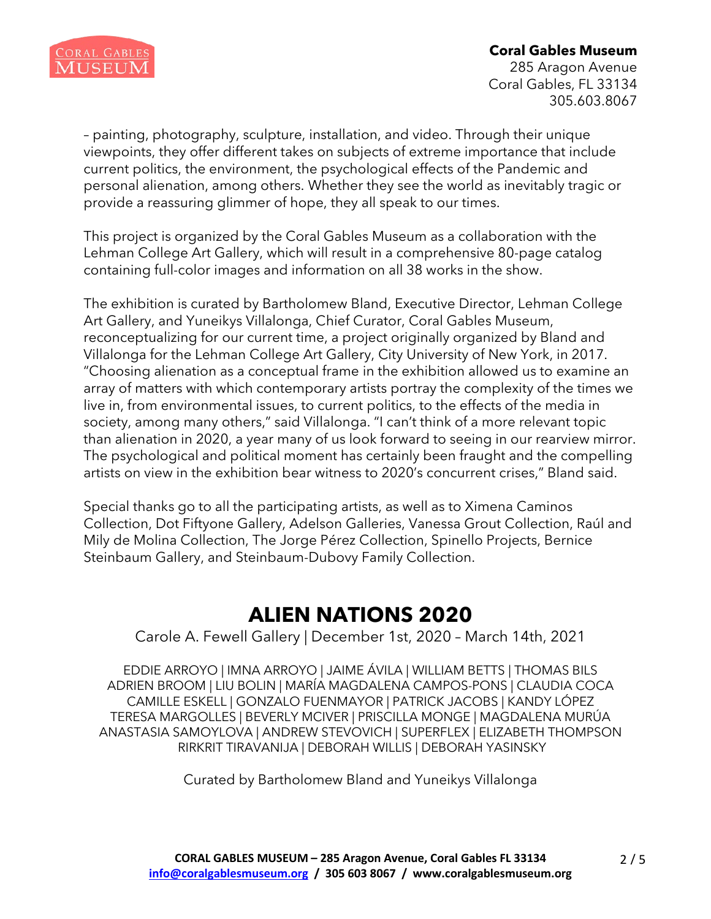– painting, photography, sculpture, installation, and video. Through their unique viewpoints, they offer different takes on subjects of extreme importance that include current politics, the environment, the psychological effects of the Pandemic and personal alienation, among others. Whether they see the world as inevitably tragic or provide a reassuring glimmer of hope, they all speak to our times.

This project is organized by the Coral Gables Museum as a collaboration with the Lehman College Art Gallery, which will result in a comprehensive 80-page catalog containing full-color images and information on all 38 works in the show.

The exhibition is curated by Bartholomew Bland, Executive Director, Lehman College Art Gallery, and Yuneikys Villalonga, Chief Curator, Coral Gables Museum, reconceptualizing for our current time, a project originally organized by Bland and Villalonga for the Lehman College Art Gallery, City University of New York, in 2017. "Choosing alienation as a conceptual frame in the exhibition allowed us to examine an array of matters with which contemporary artists portray the complexity of the times we live in, from environmental issues, to current politics, to the effects of the media in society, among many others," said Villalonga. "I can't think of a more relevant topic than alienation in 2020, a year many of us look forward to seeing in our rearview mirror. The psychological and political moment has certainly been fraught and the compelling artists on view in the exhibition bear witness to 2020's concurrent crises," Bland said.

Special thanks go to all the participating artists, as well as to Ximena Caminos Collection, Dot Fiftyone Gallery, Adelson Galleries, Vanessa Grout Collection, Raúl and Mily de Molina Collection, The Jorge Pérez Collection, Spinello Projects, Bernice Steinbaum Gallery, and Steinbaum-Dubovy Family Collection.

# ALIEN NATIONS 2020

Carole A. Fewell Gallery | December 1st, 2020 – March 14th, 2021

EDDIE ARROYO | IMNA ARROYO | JAIME ÁVILA | WILLIAM BETTS | THOMAS BILS
ADRIEN BROOM | LIU BOLIN | MARÍA MAGDALENA CAMPOS-PONS | CLAUDIA COCA
CAMILLE ESKELL | GONZALO FUENMAYOR | PATRICK JACOBS | KANDY LÓPEZ
TERESA MARGOLLES | BEVERLY MCIVER | PRISCILLA MONGE | MAGDALENA MURÚA
ANASTASIA SAMOYLOVA | ANDREW STEVOVICH | SUPERFLEX | ELIZABETH THOMPSON
RIRKRIT TIRAVANIJA | DEBORAH WILLIS | DEBORAH YASINSKY

Curated by Bartholomew Bland and Yuneikys Villalonga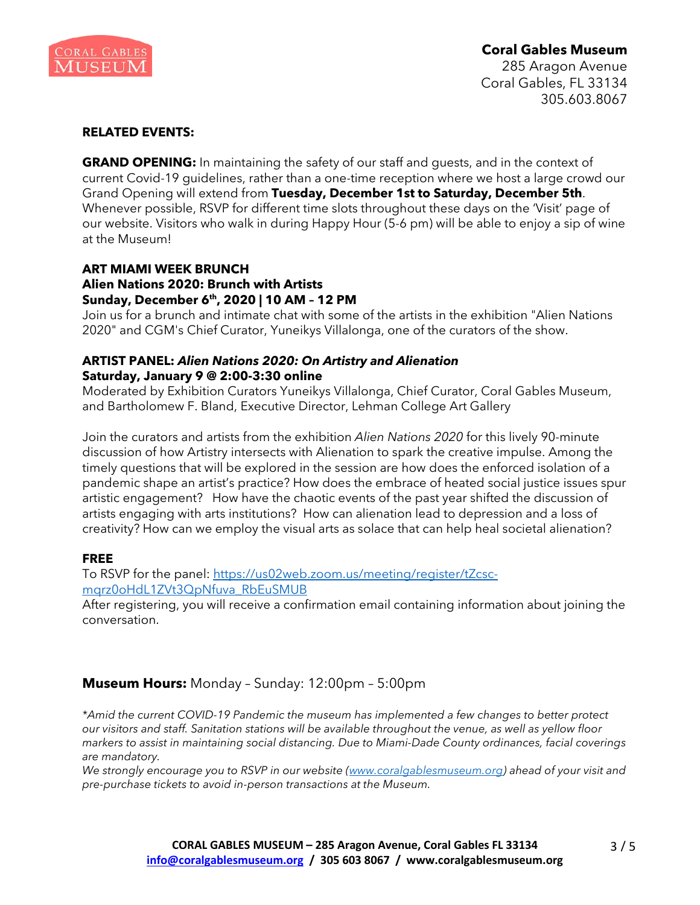**Coral Gables Museum**
285 Aragon Avenue
Coral Gables, FL 33134
305.603.8067

**RELATED EVENTS:**

**GRAND OPENING:** In maintaining the safety of our staff and guests, and in the context of current Covid-19 guidelines, rather than a one-time reception where we host a large crowd our Grand Opening will extend from **Tuesday, December 1st to Saturday, December 5th**. Whenever possible, RSVP for different time slots throughout these days on the 'Visit' page of our website. Visitors who walk in during Happy Hour (5-6 pm) will be able to enjoy a sip of wine at the Museum!

**ART MIAMI WEEK BRUNCH**
**Alien Nations 2020: Brunch with Artists**
**Sunday, December 6th, 2020 | 10 AM – 12 PM**
Join us for a brunch and intimate chat with some of the artists in the exhibition "Alien Nations 2020" and CGM's Chief Curator, Yuneikys Villalonga, one of the curators of the show.

**ARTIST PANEL: *Alien Nations 2020: On Artistry and Alienation***
**Saturday, January 9 @ 2:00-3:30 online**
Moderated by Exhibition Curators Yuneikys Villalonga, Chief Curator, Coral Gables Museum, and Bartholomew F. Bland, Executive Director, Lehman College Art Gallery

Join the curators and artists from the exhibition *Alien Nations 2020* for this lively 90-minute discussion of how Artistry intersects with Alienation to spark the creative impulse. Among the timely questions that will be explored in the session are how does the enforced isolation of a pandemic shape an artist's practice? How does the embrace of heated social justice issues spur artistic engagement? How have the chaotic events of the past year shifted the discussion of artists engaging with arts institutions? How can alienation lead to depression and a loss of creativity? How can we employ the visual arts as solace that can help heal societal alienation?

**FREE**
To RSVP for the panel: https://us02web.zoom.us/meeting/register/tZcsc-mqrz0oHdL1ZVt3QpNfuva_RbEuSMUB
After registering, you will receive a confirmation email containing information about joining the conversation.

**Museum Hours:** Monday – Sunday: 12:00pm – 5:00pm

*\*Amid the current COVID-19 Pandemic the museum has implemented a few changes to better protect our visitors and staff. Sanitation stations will be available throughout the venue, as well as yellow floor markers to assist in maintaining social distancing. Due to Miami-Dade County ordinances, facial coverings are mandatory.*
*We strongly encourage you to RSVP in our website (www.coralgablesmuseum.org) ahead of your visit and pre-purchase tickets to avoid in-person transactions at the Museum.*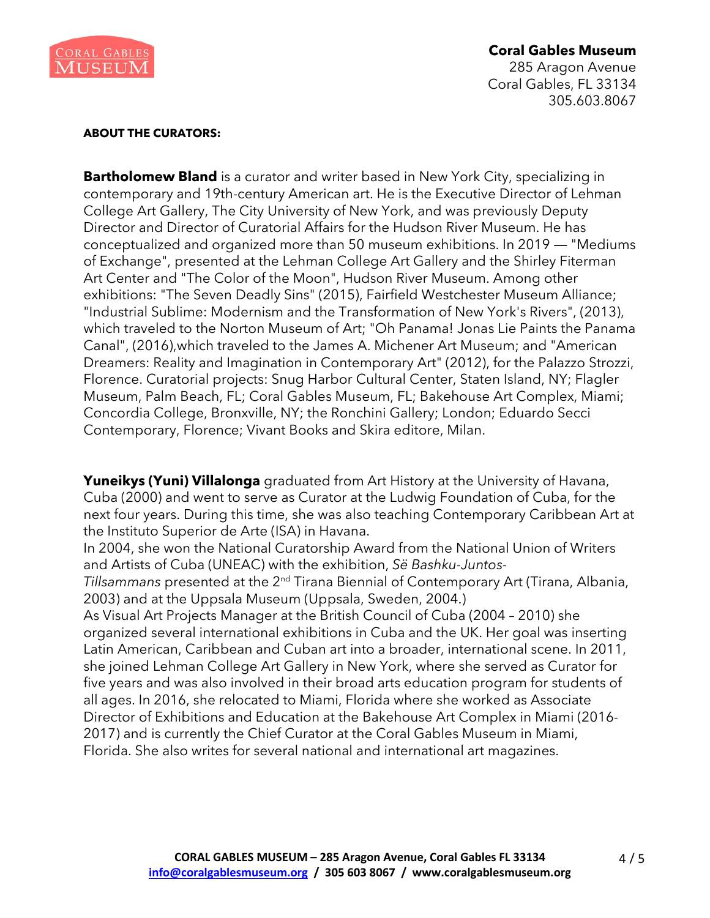**ABOUT THE CURATORS:**

**Bartholomew Bland** is a curator and writer based in New York City, specializing in contemporary and 19th-century American art. He is the Executive Director of Lehman College Art Gallery, The City University of New York, and was previously Deputy Director and Director of Curatorial Affairs for the Hudson River Museum. He has conceptualized and organized more than 50 museum exhibitions. In 2019 — "Mediums of Exchange", presented at the Lehman College Art Gallery and the Shirley Fiterman Art Center and "The Color of the Moon", Hudson River Museum. Among other exhibitions: "The Seven Deadly Sins" (2015), Fairfield Westchester Museum Alliance; "Industrial Sublime: Modernism and the Transformation of New York's Rivers", (2013), which traveled to the Norton Museum of Art; "Oh Panama! Jonas Lie Paints the Panama Canal", (2016),which traveled to the James A. Michener Art Museum; and "American Dreamers: Reality and Imagination in Contemporary Art" (2012), for the Palazzo Strozzi, Florence. Curatorial projects: Snug Harbor Cultural Center, Staten Island, NY; Flagler Museum, Palm Beach, FL; Coral Gables Museum, FL; Bakehouse Art Complex, Miami; Concordia College, Bronxville, NY; the Ronchini Gallery; London; Eduardo Secci Contemporary, Florence; Vivant Books and Skira editore, Milan.

**Yuneikys (Yuni) Villalonga** graduated from Art History at the University of Havana, Cuba (2000) and went to serve as Curator at the Ludwig Foundation of Cuba, for the next four years. During this time, she was also teaching Contemporary Caribbean Art at the Instituto Superior de Arte (ISA) in Havana.
In 2004, she won the National Curatorship Award from the National Union of Writers and Artists of Cuba (UNEAC) with the exhibition, *Së Bashku-Juntos-Tillsammans* presented at the 2nd Tirana Biennial of Contemporary Art (Tirana, Albania, 2003) and at the Uppsala Museum (Uppsala, Sweden, 2004.)
As Visual Art Projects Manager at the British Council of Cuba (2004 – 2010) she organized several international exhibitions in Cuba and the UK. Her goal was inserting Latin American, Caribbean and Cuban art into a broader, international scene. In 2011, she joined Lehman College Art Gallery in New York, where she served as Curator for five years and was also involved in their broad arts education program for students of all ages. In 2016, she relocated to Miami, Florida where she worked as Associate Director of Exhibitions and Education at the Bakehouse Art Complex in Miami (2016-2017) and is currently the Chief Curator at the Coral Gables Museum in Miami, Florida. She also writes for several national and international art magazines.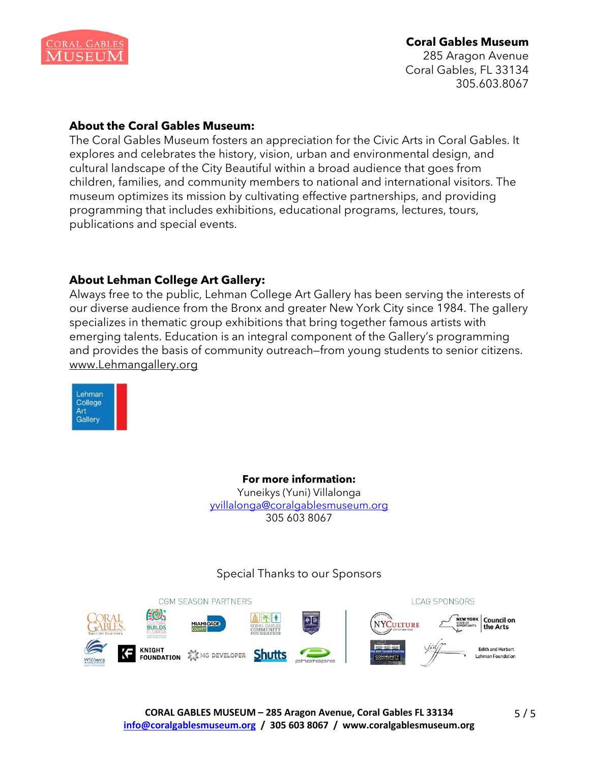**Coral Gables Museum**
285 Aragon Avenue
Coral Gables, FL 33134
305.603.8067

### About the Coral Gables Museum:

The Coral Gables Museum fosters an appreciation for the Civic Arts in Coral Gables. It explores and celebrates the history, vision, urban and environmental design, and cultural landscape of the City Beautiful within a broad audience that goes from children, families, and community members to national and international visitors. The museum optimizes its mission by cultivating effective partnerships, and providing programming that includes exhibitions, educational programs, lectures, tours, publications and special events.

### About Lehman College Art Gallery:

Always free to the public, Lehman College Art Gallery has been serving the interests of our diverse audience from the Bronx and greater New York City since 1984. The gallery specializes in thematic group exhibitions that bring together famous artists with emerging talents. Education is an integral component of the Gallery's programming and provides the basis of community outreach—from young students to senior citizens. www.Lehmangallery.org

**For more information:**
Yuneikys (Yuni) Villalonga
yvillalonga@coralgablesmuseum.org
305 603 8067

Special Thanks to our Sponsors

CGM SEASON PARTNERS

LCAG SPONSORS

**CORAL GABLES MUSEUM – 285 Aragon Avenue, Coral Gables FL 33134**
**info@coralgablesmuseum.org / 305 603 8067 / www.coralgablesmuseum.org**